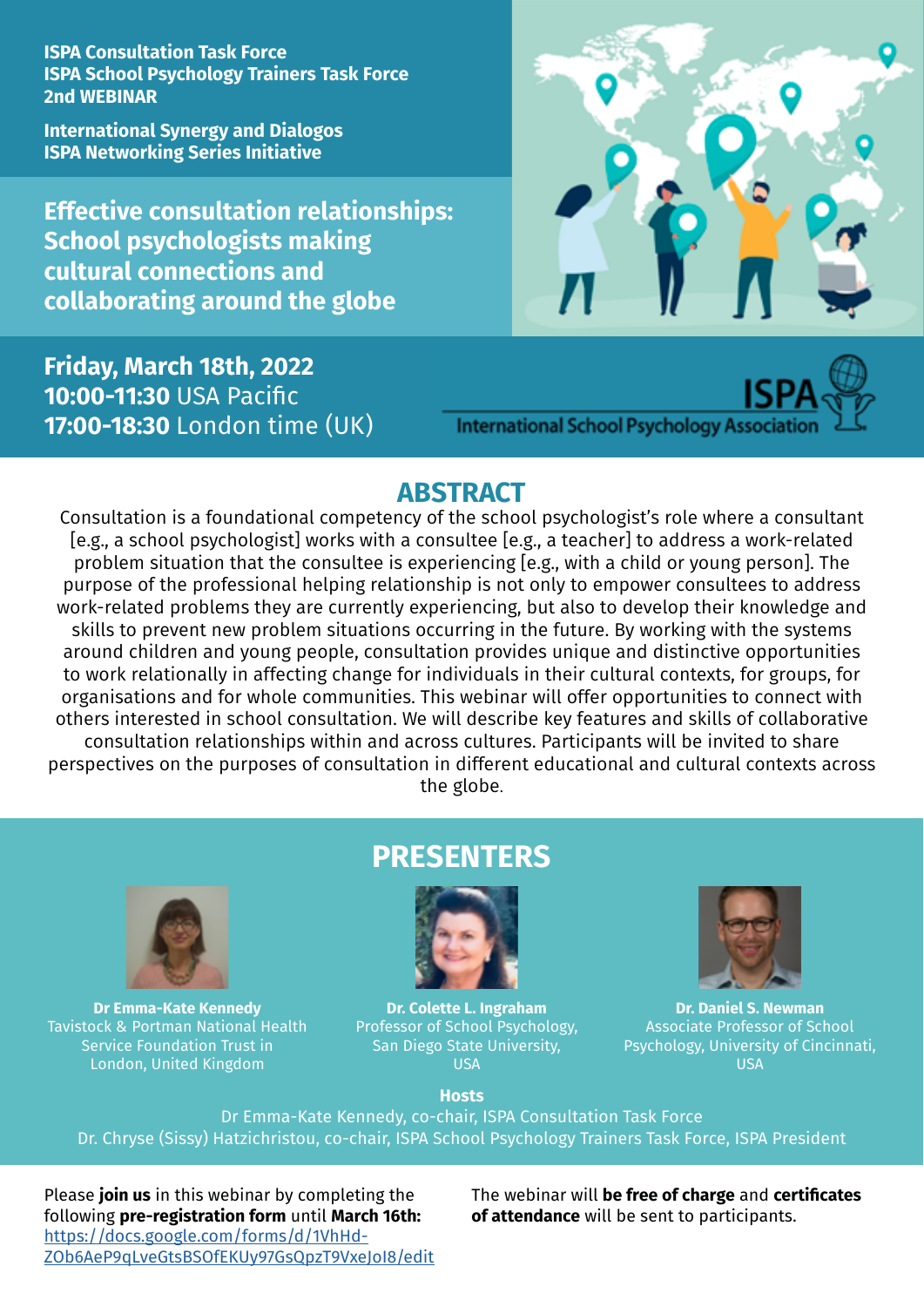**ISPA Consultation Task Force**
**ISPA School Psychology Trainers Task Force**
**2nd WEBINAR**

**International Synergy and Dialogos**
**ISPA Networking Series Initiative**

# Effective consultation relationships: School psychologists making cultural connections and collaborating around the globe

**Friday, March 18th, 2022**
**10:00-11:30** USA Pacific
**17:00-18:30** London time (UK)

ISPA
International School Psychology Association

## ABSTRACT

Consultation is a foundational competency of the school psychologist's role where a consultant [e.g., a school psychologist] works with a consultee [e.g., a teacher] to address a work-related problem situation that the consultee is experiencing [e.g., with a child or young person]. The purpose of the professional helping relationship is not only to empower consultees to address work-related problems they are currently experiencing, but also to develop their knowledge and skills to prevent new problem situations occurring in the future. By working with the systems around children and young people, consultation provides unique and distinctive opportunities to work relationally in affecting change for individuals in their cultural contexts, for groups, for organisations and for whole communities. This webinar will offer opportunities to connect with others interested in school consultation. We will describe key features and skills of collaborative consultation relationships within and across cultures. Participants will be invited to share perspectives on the purposes of consultation in different educational and cultural contexts across the globe.

## PRESENTERS

**Dr Emma-Kate Kennedy**
Tavistock & Portman National Health Service Foundation Trust in London, United Kingdom

**Dr. Colette L. Ingraham**
Professor of School Psychology, San Diego State University, USA

**Dr. Daniel S. Newman**
Associate Professor of School Psychology, University of Cincinnati, USA

**Hosts**
Dr Emma-Kate Kennedy, co-chair, ISPA Consultation Task Force
Dr. Chryse (Sissy) Hatzichristou, co-chair, ISPA School Psychology Trainers Task Force, ISPA President

Please **join us** in this webinar by completing the following **pre-registration form** until **March 16th:**
https://docs.google.com/forms/d/1VhHd-ZOb6AeP9qLveGtsBSOfEKUy97GsQpzT9VxeJoI8/edit

The webinar will **be free of charge** and **certificates of attendance** will be sent to participants.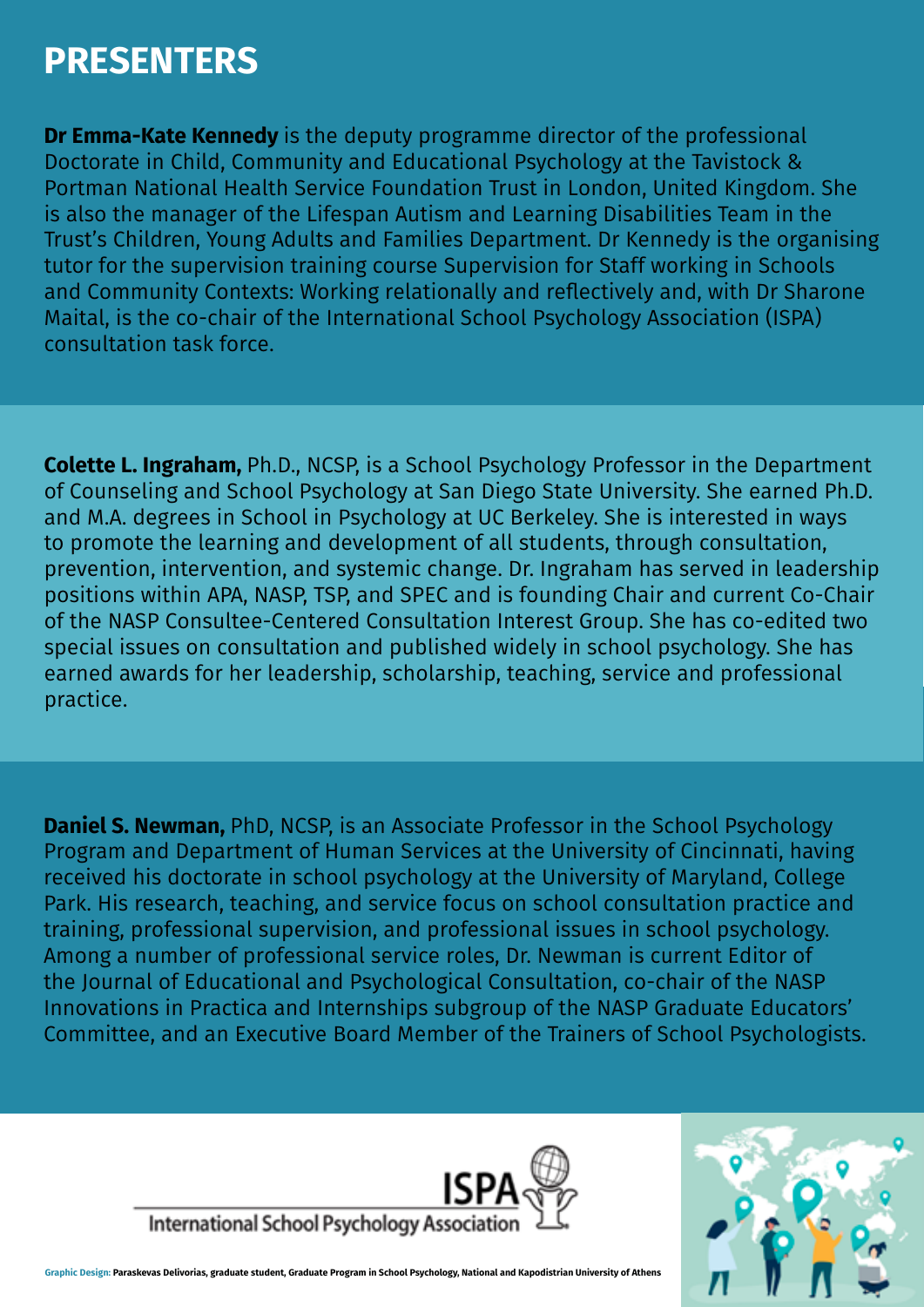# PRESENTERS

**Dr Emma-Kate Kennedy** is the deputy programme director of the professional Doctorate in Child, Community and Educational Psychology at the Tavistock & Portman National Health Service Foundation Trust in London, United Kingdom. She is also the manager of the Lifespan Autism and Learning Disabilities Team in the Trust's Children, Young Adults and Families Department. Dr Kennedy is the organising tutor for the supervision training course Supervision for Staff working in Schools and Community Contexts: Working relationally and reflectively and, with Dr Sharone Maital, is the co-chair of the International School Psychology Association (ISPA) consultation task force.

**Colette L. Ingraham,** Ph.D., NCSP, is a School Psychology Professor in the Department of Counseling and School Psychology at San Diego State University. She earned Ph.D. and M.A. degrees in School in Psychology at UC Berkeley. She is interested in ways to promote the learning and development of all students, through consultation, prevention, intervention, and systemic change. Dr. Ingraham has served in leadership positions within APA, NASP, TSP, and SPEC and is founding Chair and current Co-Chair of the NASP Consultee-Centered Consultation Interest Group. She has co-edited two special issues on consultation and published widely in school psychology. She has earned awards for her leadership, scholarship, teaching, service and professional practice.

**Daniel S. Newman,** PhD, NCSP, is an Associate Professor in the School Psychology Program and Department of Human Services at the University of Cincinnati, having received his doctorate in school psychology at the University of Maryland, College Park. His research, teaching, and service focus on school consultation practice and training, professional supervision, and professional issues in school psychology. Among a number of professional service roles, Dr. Newman is current Editor of the Journal of Educational and Psychological Consultation, co-chair of the NASP Innovations in Practica and Internships subgroup of the NASP Graduate Educators' Committee, and an Executive Board Member of the Trainers of School Psychologists.

ISPA International School Psychology Association

Graphic Design: **Paraskevas Delivorias, graduate student, Graduate Program in School Psychology, National and Kapodistrian University of Athens**